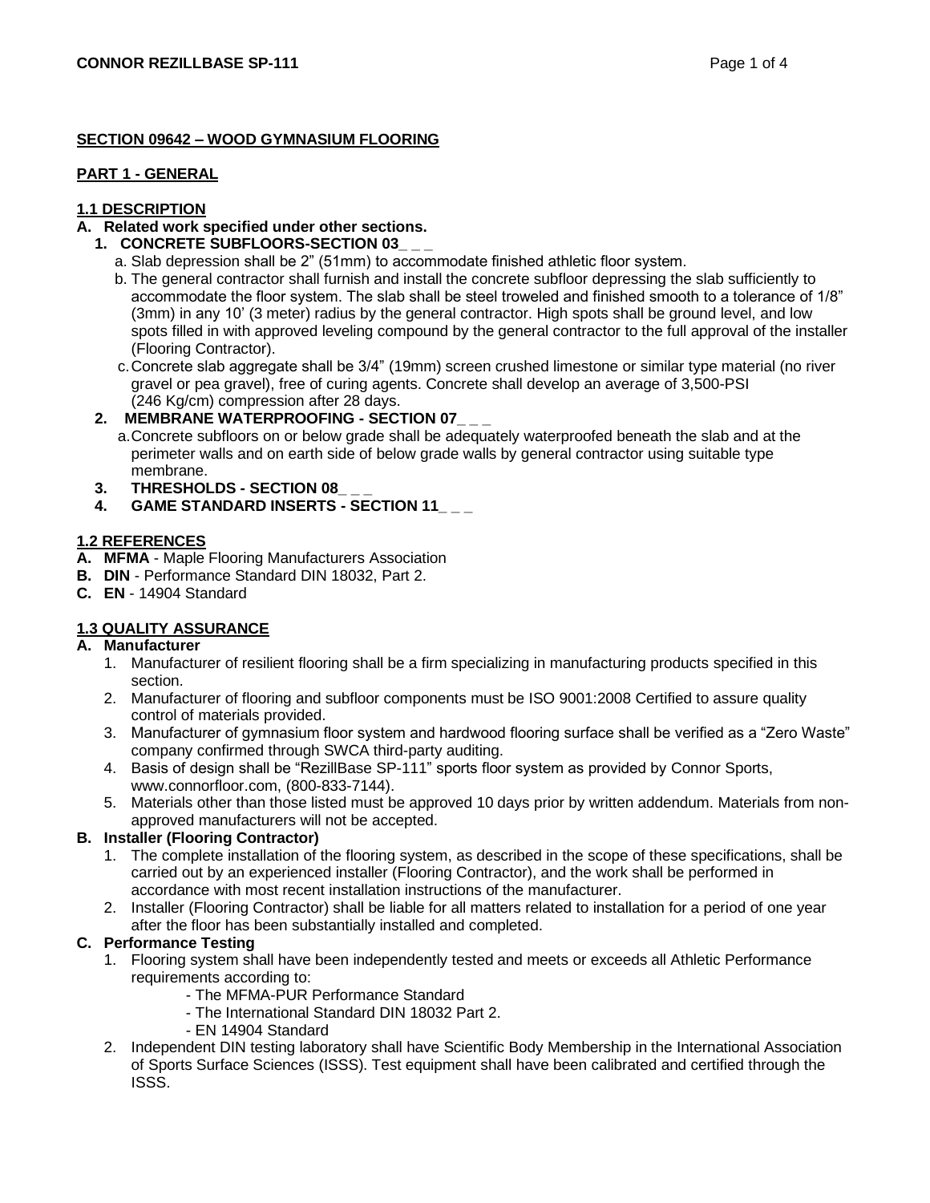## SECTION 09642 – WOOD GYMNASIUM FLOORING

## PART 1 - GENERAL

### 1.1 DESCRIPTION

**A. Related work specified under other sections.**

1. **CONCRETE SUBFLOORS-SECTION 03_ _ _**
   a. Slab depression shall be 2" (51mm) to accommodate finished athletic floor system.
   b. The general contractor shall furnish and install the concrete subfloor depressing the slab sufficiently to accommodate the floor system. The slab shall be steel troweled and finished smooth to a tolerance of 1/8" (3mm) in any 10' (3 meter) radius by the general contractor. High spots shall be ground level, and low spots filled in with approved leveling compound by the general contractor to the full approval of the installer (Flooring Contractor).
   c. Concrete slab aggregate shall be 3/4" (19mm) screen crushed limestone or similar type material (no river gravel or pea gravel), free of curing agents. Concrete shall develop an average of 3,500-PSI (246 Kg/cm) compression after 28 days.
2. **MEMBRANE WATERPROOFING - SECTION 07_ _ _**
   a. Concrete subfloors on or below grade shall be adequately waterproofed beneath the slab and at the perimeter walls and on earth side of below grade walls by general contractor using suitable type membrane.
3. **THRESHOLDS - SECTION 08_ _ _**
4. **GAME STANDARD INSERTS - SECTION 11_ _ _**

### 1.2 REFERENCES

**A. MFMA** - Maple Flooring Manufacturers Association
**B. DIN** - Performance Standard DIN 18032, Part 2.
**C. EN** - 14904 Standard

### 1.3 QUALITY ASSURANCE

**A. Manufacturer**

1. Manufacturer of resilient flooring shall be a firm specializing in manufacturing products specified in this section.
2. Manufacturer of flooring and subfloor components must be ISO 9001:2008 Certified to assure quality control of materials provided.
3. Manufacturer of gymnasium floor system and hardwood flooring surface shall be verified as a "Zero Waste" company confirmed through SWCA third-party auditing.
4. Basis of design shall be "RezillBase SP-111" sports floor system as provided by Connor Sports, www.connorfloor.com, (800-833-7144).
5. Materials other than those listed must be approved 10 days prior by written addendum. Materials from non-approved manufacturers will not be accepted.

**B. Installer (Flooring Contractor)**

1. The complete installation of the flooring system, as described in the scope of these specifications, shall be carried out by an experienced installer (Flooring Contractor), and the work shall be performed in accordance with most recent installation instructions of the manufacturer.
2. Installer (Flooring Contractor) shall be liable for all matters related to installation for a period of one year after the floor has been substantially installed and completed.

**C. Performance Testing**

1. Flooring system shall have been independently tested and meets or exceeds all Athletic Performance requirements according to:
   - The MFMA-PUR Performance Standard
   - The International Standard DIN 18032 Part 2.
   - EN 14904 Standard
2. Independent DIN testing laboratory shall have Scientific Body Membership in the International Association of Sports Surface Sciences (ISSS). Test equipment shall have been calibrated and certified through the ISSS.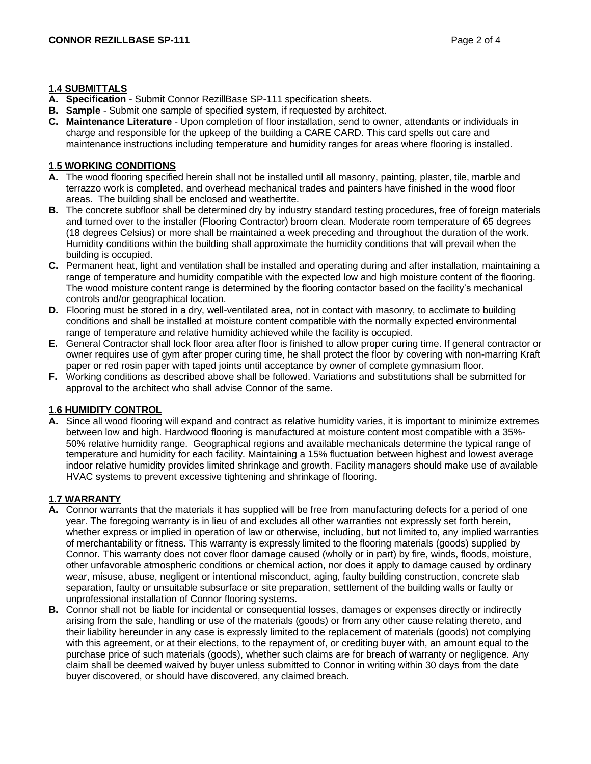## 1.4 SUBMITTALS

**A. Specification** - Submit Connor RezillBase SP-111 specification sheets.

**B. Sample** - Submit one sample of specified system, if requested by architect.

**C. Maintenance Literature** - Upon completion of floor installation, send to owner, attendants or individuals in charge and responsible for the upkeep of the building a CARE CARD. This card spells out care and maintenance instructions including temperature and humidity ranges for areas where flooring is installed.

## 1.5 WORKING CONDITIONS

**A.** The wood flooring specified herein shall not be installed until all masonry, painting, plaster, tile, marble and terrazzo work is completed, and overhead mechanical trades and painters have finished in the wood floor areas. The building shall be enclosed and weathertite.

**B.** The concrete subfloor shall be determined dry by industry standard testing procedures, free of foreign materials and turned over to the installer (Flooring Contractor) broom clean. Moderate room temperature of 65 degrees (18 degrees Celsius) or more shall be maintained a week preceding and throughout the duration of the work. Humidity conditions within the building shall approximate the humidity conditions that will prevail when the building is occupied.

**C.** Permanent heat, light and ventilation shall be installed and operating during and after installation, maintaining a range of temperature and humidity compatible with the expected low and high moisture content of the flooring. The wood moisture content range is determined by the flooring contactor based on the facility's mechanical controls and/or geographical location.

**D.** Flooring must be stored in a dry, well-ventilated area, not in contact with masonry, to acclimate to building conditions and shall be installed at moisture content compatible with the normally expected environmental range of temperature and relative humidity achieved while the facility is occupied.

**E.** General Contractor shall lock floor area after floor is finished to allow proper curing time. If general contractor or owner requires use of gym after proper curing time, he shall protect the floor by covering with non-marring Kraft paper or red rosin paper with taped joints until acceptance by owner of complete gymnasium floor.

**F.** Working conditions as described above shall be followed. Variations and substitutions shall be submitted for approval to the architect who shall advise Connor of the same.

## 1.6 HUMIDITY CONTROL

**A.** Since all wood flooring will expand and contract as relative humidity varies, it is important to minimize extremes between low and high. Hardwood flooring is manufactured at moisture content most compatible with a 35%-50% relative humidity range. Geographical regions and available mechanicals determine the typical range of temperature and humidity for each facility. Maintaining a 15% fluctuation between highest and lowest average indoor relative humidity provides limited shrinkage and growth. Facility managers should make use of available HVAC systems to prevent excessive tightening and shrinkage of flooring.

## 1.7 WARRANTY

**A.** Connor warrants that the materials it has supplied will be free from manufacturing defects for a period of one year. The foregoing warranty is in lieu of and excludes all other warranties not expressly set forth herein, whether express or implied in operation of law or otherwise, including, but not limited to, any implied warranties of merchantability or fitness. This warranty is expressly limited to the flooring materials (goods) supplied by Connor. This warranty does not cover floor damage caused (wholly or in part) by fire, winds, floods, moisture, other unfavorable atmospheric conditions or chemical action, nor does it apply to damage caused by ordinary wear, misuse, abuse, negligent or intentional misconduct, aging, faulty building construction, concrete slab separation, faulty or unsuitable subsurface or site preparation, settlement of the building walls or faulty or unprofessional installation of Connor flooring systems.

**B.** Connor shall not be liable for incidental or consequential losses, damages or expenses directly or indirectly arising from the sale, handling or use of the materials (goods) or from any other cause relating thereto, and their liability hereunder in any case is expressly limited to the replacement of materials (goods) not complying with this agreement, or at their elections, to the repayment of, or crediting buyer with, an amount equal to the purchase price of such materials (goods), whether such claims are for breach of warranty or negligence. Any claim shall be deemed waived by buyer unless submitted to Connor in writing within 30 days from the date buyer discovered, or should have discovered, any claimed breach.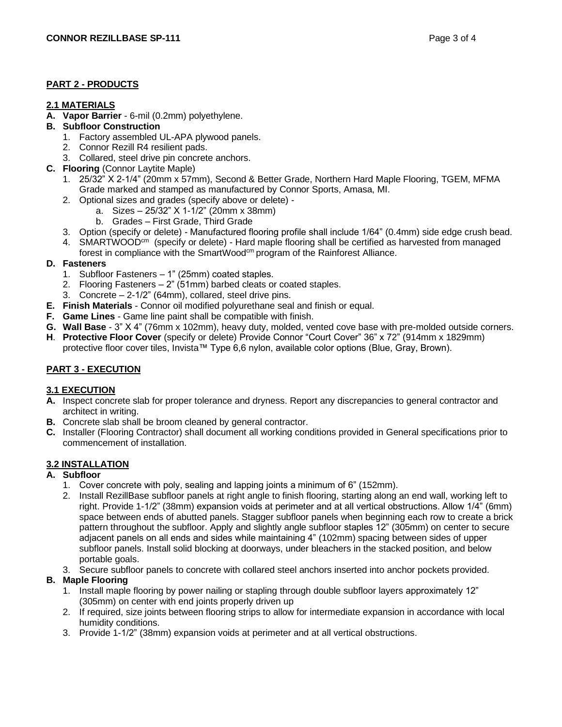## PART 2 - PRODUCTS

### 2.1 MATERIALS

**A. Vapor Barrier** - 6-mil (0.2mm) polyethylene.

**B. Subfloor Construction**

1. Factory assembled UL-APA plywood panels.
2. Connor Rezill R4 resilient pads.
3. Collared, steel drive pin concrete anchors.

**C. Flooring** (Connor Laytite Maple)

1. 25/32" X 2-1/4" (20mm x 57mm), Second & Better Grade, Northern Hard Maple Flooring, TGEM, MFMA Grade marked and stamped as manufactured by Connor Sports, Amasa, MI.
2. Optional sizes and grades (specify above or delete) -
   a. Sizes – 25/32" X 1-1/2" (20mm x 38mm)
   b. Grades – First Grade, Third Grade
3. Option (specify or delete) - Manufactured flooring profile shall include 1/64" (0.4mm) side edge crush bead.
4. SMARTWOOD[cm] (specify or delete) - Hard maple flooring shall be certified as harvested from managed forest in compliance with the SmartWood[cm] program of the Rainforest Alliance.

**D. Fasteners**

1. Subfloor Fasteners – 1" (25mm) coated staples.
2. Flooring Fasteners – 2" (51mm) barbed cleats or coated staples.
3. Concrete – 2-1/2" (64mm), collared, steel drive pins.

**E. Finish Materials** - Connor oil modified polyurethane seal and finish or equal.

**F. Game Lines** - Game line paint shall be compatible with finish.

**G. Wall Base** - 3" X 4" (76mm x 102mm), heavy duty, molded, vented cove base with pre-molded outside corners.

**H. Protective Floor Cover** (specify or delete) Provide Connor "Court Cover" 36" x 72" (914mm x 1829mm) protective floor cover tiles, Invista™ Type 6,6 nylon, available color options (Blue, Gray, Brown).

## PART 3 - EXECUTION

### 3.1 EXECUTION

**A.** Inspect concrete slab for proper tolerance and dryness. Report any discrepancies to general contractor and architect in writing.

**B.** Concrete slab shall be broom cleaned by general contractor.

**C.** Installer (Flooring Contractor) shall document all working conditions provided in General specifications prior to commencement of installation.

### 3.2 INSTALLATION

**A. Subfloor**

1. Cover concrete with poly, sealing and lapping joints a minimum of 6" (152mm).
2. Install RezillBase subfloor panels at right angle to finish flooring, starting along an end wall, working left to right. Provide 1-1/2" (38mm) expansion voids at perimeter and at all vertical obstructions. Allow 1/4" (6mm) space between ends of abutted panels. Stagger subfloor panels when beginning each row to create a brick pattern throughout the subfloor. Apply and slightly angle subfloor staples 12" (305mm) on center to secure adjacent panels on all ends and sides while maintaining 4" (102mm) spacing between sides of upper subfloor panels. Install solid blocking at doorways, under bleachers in the stacked position, and below portable goals.
3. Secure subfloor panels to concrete with collared steel anchors inserted into anchor pockets provided.

**B. Maple Flooring**

1. Install maple flooring by power nailing or stapling through double subfloor layers approximately 12" (305mm) on center with end joints properly driven up
2. If required, size joints between flooring strips to allow for intermediate expansion in accordance with local humidity conditions.
3. Provide 1-1/2" (38mm) expansion voids at perimeter and at all vertical obstructions.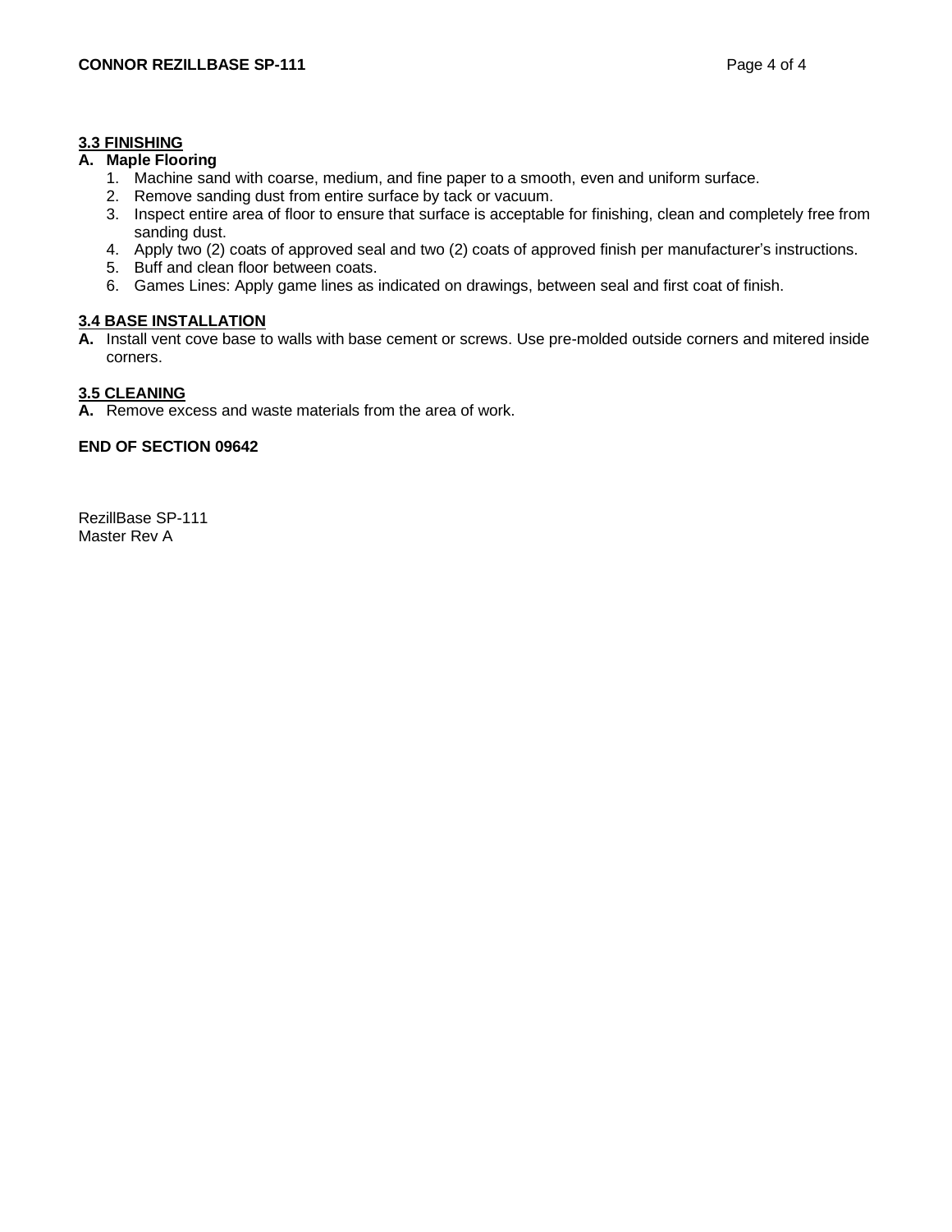### 3.3 FINISHING

**A. Maple Flooring**

1. Machine sand with coarse, medium, and fine paper to a smooth, even and uniform surface.
2. Remove sanding dust from entire surface by tack or vacuum.
3. Inspect entire area of floor to ensure that surface is acceptable for finishing, clean and completely free from sanding dust.
4. Apply two (2) coats of approved seal and two (2) coats of approved finish per manufacturer's instructions.
5. Buff and clean floor between coats.
6. Games Lines: Apply game lines as indicated on drawings, between seal and first coat of finish.

### 3.4 BASE INSTALLATION

**A.** Install vent cove base to walls with base cement or screws. Use pre-molded outside corners and mitered inside corners.

### 3.5 CLEANING

**A.** Remove excess and waste materials from the area of work.

**END OF SECTION 09642**

RezillBase SP-111
Master Rev A